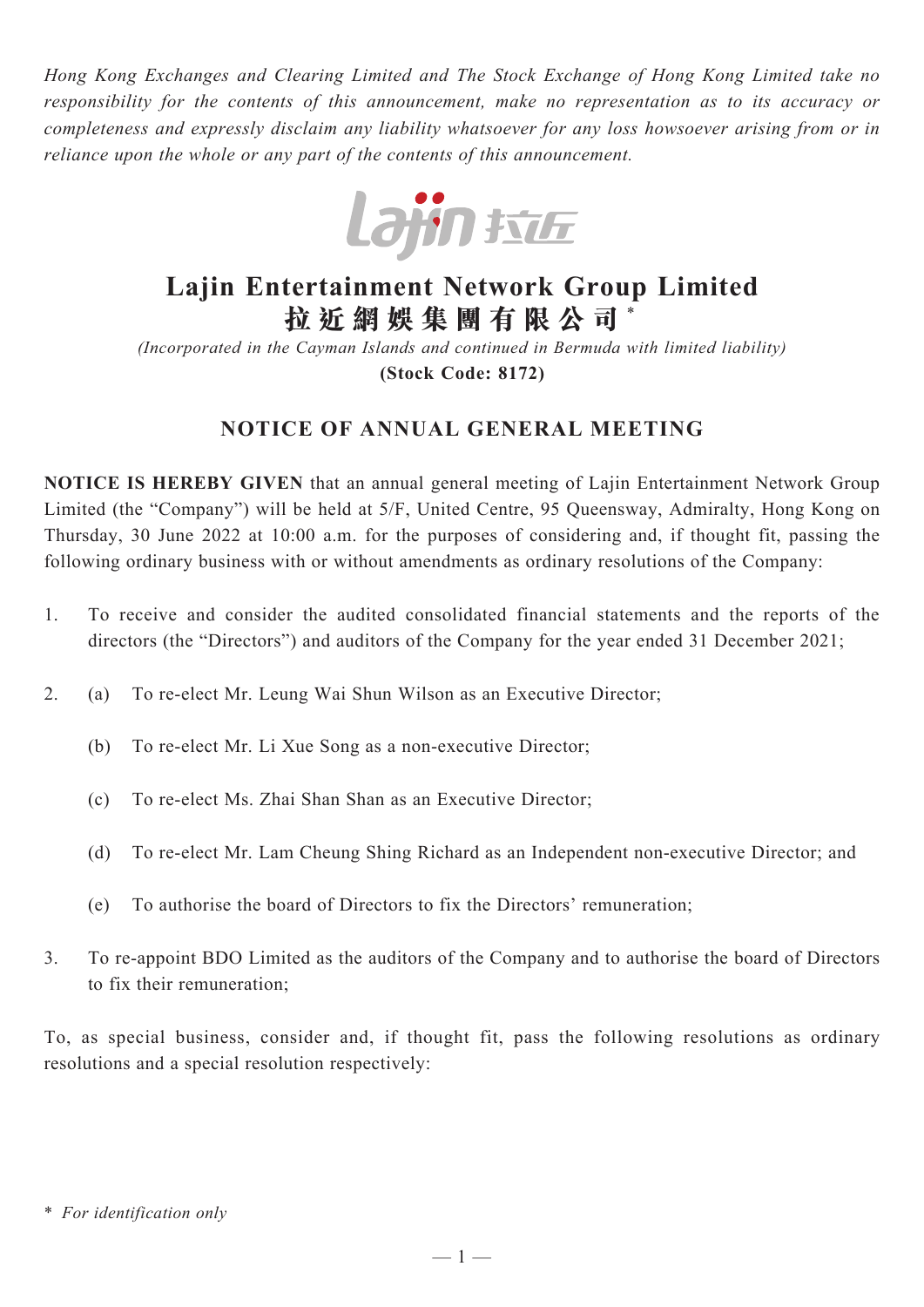*Hong Kong Exchanges and Clearing Limited and The Stock Exchange of Hong Kong Limited take no responsibility for the contents of this announcement, make no representation as to its accuracy or completeness and expressly disclaim any liability whatsoever for any loss howsoever arising from or in reliance upon the whole or any part of the contents of this announcement.*

# Lajin Entertainment Network Group Limited
# 拉近網娛集團有限公司*

*(Incorporated in the Cayman Islands and continued in Bermuda with limited liability)*

**(Stock Code: 8172)**

## NOTICE OF ANNUAL GENERAL MEETING

**NOTICE IS HEREBY GIVEN** that an annual general meeting of Lajin Entertainment Network Group Limited (the "Company") will be held at 5/F, United Centre, 95 Queensway, Admiralty, Hong Kong on Thursday, 30 June 2022 at 10:00 a.m. for the purposes of considering and, if thought fit, passing the following ordinary business with or without amendments as ordinary resolutions of the Company:

1. To receive and consider the audited consolidated financial statements and the reports of the directors (the "Directors") and auditors of the Company for the year ended 31 December 2021;

2. (a) To re-elect Mr. Leung Wai Shun Wilson as an Executive Director;

   (b) To re-elect Mr. Li Xue Song as a non-executive Director;

   (c) To re-elect Ms. Zhai Shan Shan as an Executive Director;

   (d) To re-elect Mr. Lam Cheung Shing Richard as an Independent non-executive Director; and

   (e) To authorise the board of Directors to fix the Directors' remuneration;

3. To re-appoint BDO Limited as the auditors of the Company and to authorise the board of Directors to fix their remuneration;

To, as special business, consider and, if thought fit, pass the following resolutions as ordinary resolutions and a special resolution respectively:

\* *For identification only*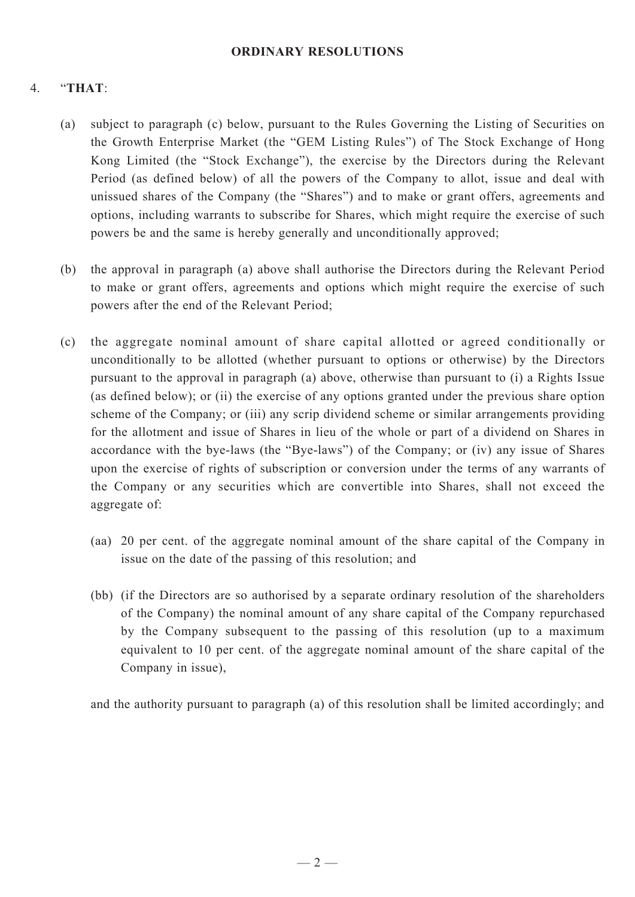## ORDINARY RESOLUTIONS

4. "**THAT**:

   (a) subject to paragraph (c) below, pursuant to the Rules Governing the Listing of Securities on the Growth Enterprise Market (the "GEM Listing Rules") of The Stock Exchange of Hong Kong Limited (the "Stock Exchange"), the exercise by the Directors during the Relevant Period (as defined below) of all the powers of the Company to allot, issue and deal with unissued shares of the Company (the "Shares") and to make or grant offers, agreements and options, including warrants to subscribe for Shares, which might require the exercise of such powers be and the same is hereby generally and unconditionally approved;

   (b) the approval in paragraph (a) above shall authorise the Directors during the Relevant Period to make or grant offers, agreements and options which might require the exercise of such powers after the end of the Relevant Period;

   (c) the aggregate nominal amount of share capital allotted or agreed conditionally or unconditionally to be allotted (whether pursuant to options or otherwise) by the Directors pursuant to the approval in paragraph (a) above, otherwise than pursuant to (i) a Rights Issue (as defined below); or (ii) the exercise of any options granted under the previous share option scheme of the Company; or (iii) any scrip dividend scheme or similar arrangements providing for the allotment and issue of Shares in lieu of the whole or part of a dividend on Shares in accordance with the bye-laws (the "Bye-laws") of the Company; or (iv) any issue of Shares upon the exercise of rights of subscription or conversion under the terms of any warrants of the Company or any securities which are convertible into Shares, shall not exceed the aggregate of:

      (aa) 20 per cent. of the aggregate nominal amount of the share capital of the Company in issue on the date of the passing of this resolution; and

      (bb) (if the Directors are so authorised by a separate ordinary resolution of the shareholders of the Company) the nominal amount of any share capital of the Company repurchased by the Company subsequent to the passing of this resolution (up to a maximum equivalent to 10 per cent. of the aggregate nominal amount of the share capital of the Company in issue),

   and the authority pursuant to paragraph (a) of this resolution shall be limited accordingly; and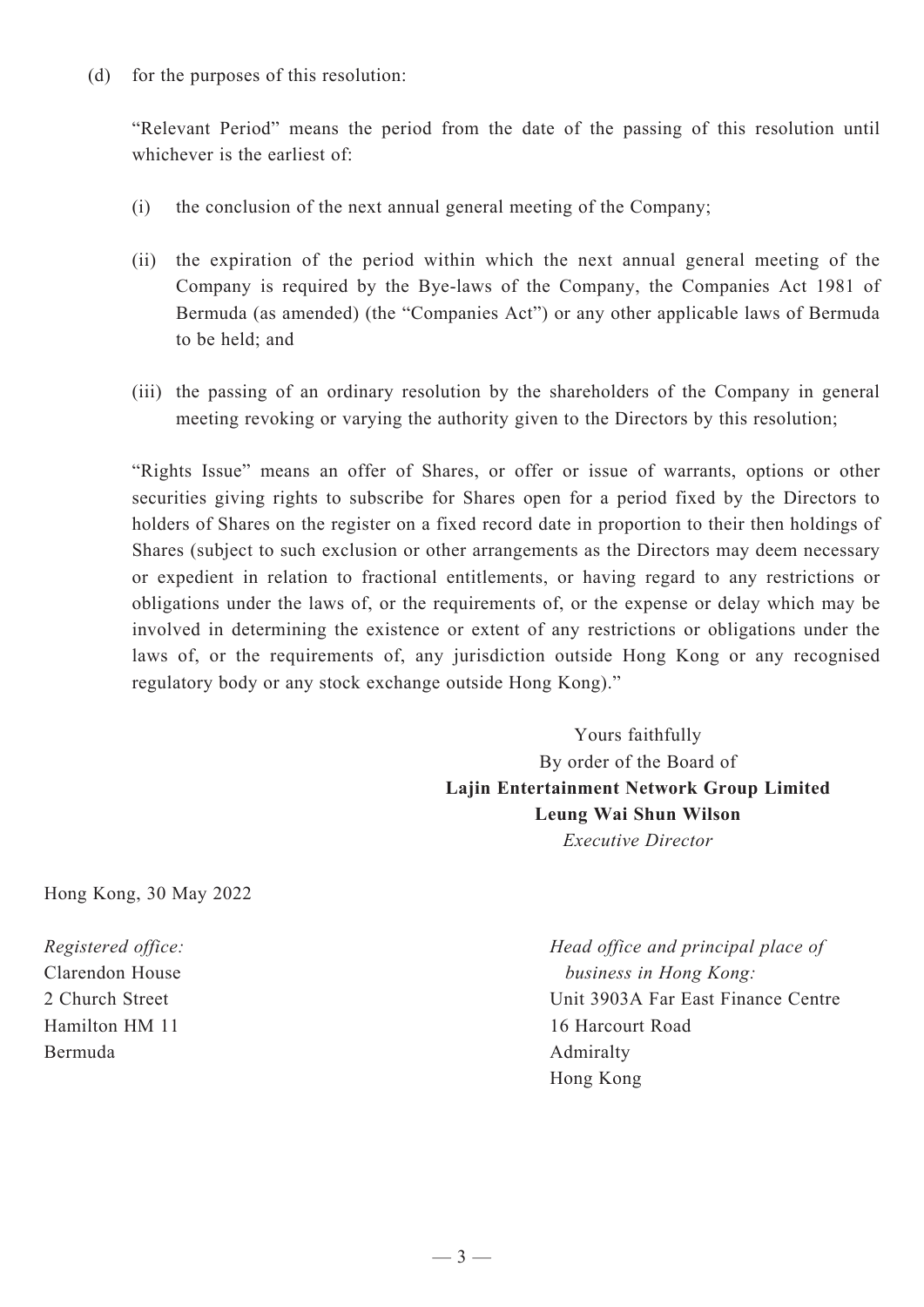(d) for the purposes of this resolution:

"Relevant Period" means the period from the date of the passing of this resolution until whichever is the earliest of:

(i) the conclusion of the next annual general meeting of the Company;

(ii) the expiration of the period within which the next annual general meeting of the Company is required by the Bye-laws of the Company, the Companies Act 1981 of Bermuda (as amended) (the "Companies Act") or any other applicable laws of Bermuda to be held; and

(iii) the passing of an ordinary resolution by the shareholders of the Company in general meeting revoking or varying the authority given to the Directors by this resolution;

"Rights Issue" means an offer of Shares, or offer or issue of warrants, options or other securities giving rights to subscribe for Shares open for a period fixed by the Directors to holders of Shares on the register on a fixed record date in proportion to their then holdings of Shares (subject to such exclusion or other arrangements as the Directors may deem necessary or expedient in relation to fractional entitlements, or having regard to any restrictions or obligations under the laws of, or the requirements of, or the expense or delay which may be involved in determining the existence or extent of any restrictions or obligations under the laws of, or the requirements of, any jurisdiction outside Hong Kong or any recognised regulatory body or any stock exchange outside Hong Kong)."

Yours faithfully
By order of the Board of
**Lajin Entertainment Network Group Limited**
**Leung Wai Shun Wilson**
*Executive Director*

Hong Kong, 30 May 2022

*Registered office:*
Clarendon House
2 Church Street
Hamilton HM 11
Bermuda

*Head office and principal place of business in Hong Kong:*
Unit 3903A Far East Finance Centre
16 Harcourt Road
Admiralty
Hong Kong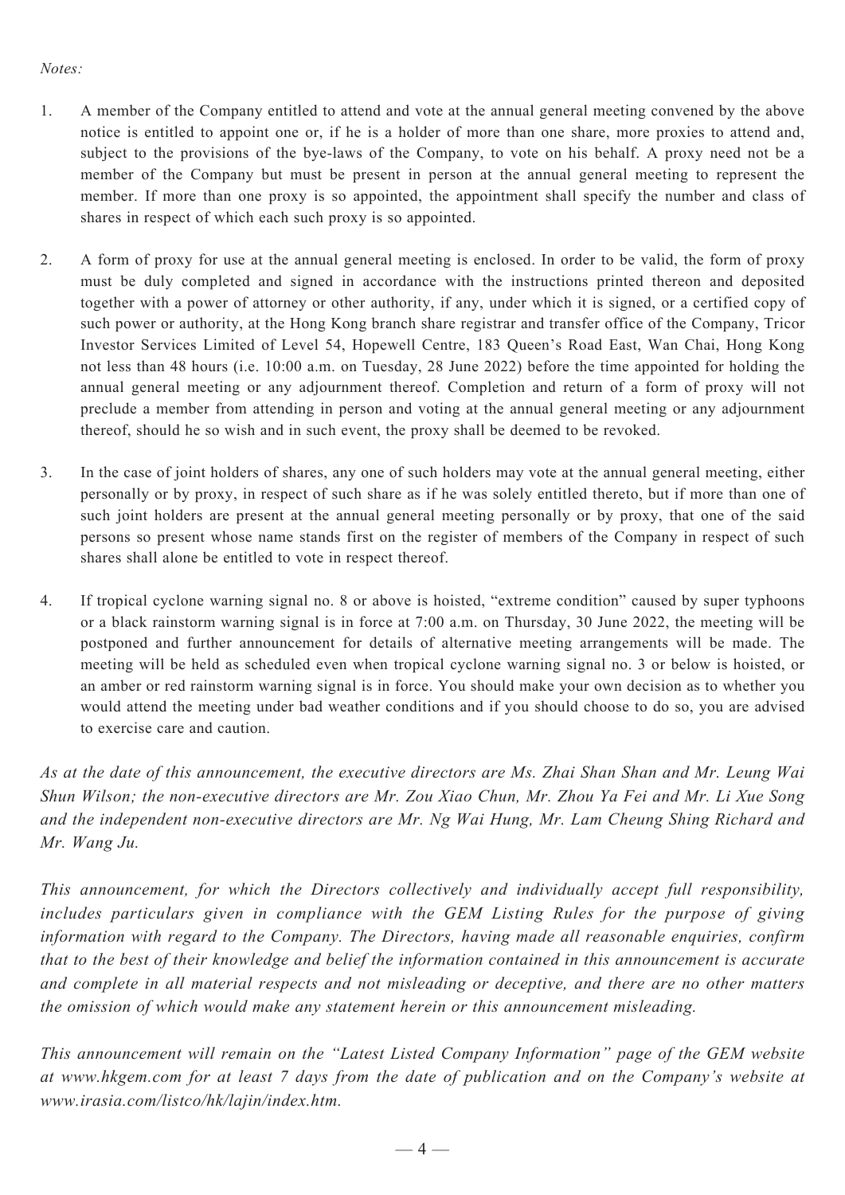*Notes:*

1. A member of the Company entitled to attend and vote at the annual general meeting convened by the above notice is entitled to appoint one or, if he is a holder of more than one share, more proxies to attend and, subject to the provisions of the bye-laws of the Company, to vote on his behalf. A proxy need not be a member of the Company but must be present in person at the annual general meeting to represent the member. If more than one proxy is so appointed, the appointment shall specify the number and class of shares in respect of which each such proxy is so appointed.

2. A form of proxy for use at the annual general meeting is enclosed. In order to be valid, the form of proxy must be duly completed and signed in accordance with the instructions printed thereon and deposited together with a power of attorney or other authority, if any, under which it is signed, or a certified copy of such power or authority, at the Hong Kong branch share registrar and transfer office of the Company, Tricor Investor Services Limited of Level 54, Hopewell Centre, 183 Queen's Road East, Wan Chai, Hong Kong not less than 48 hours (i.e. 10:00 a.m. on Tuesday, 28 June 2022) before the time appointed for holding the annual general meeting or any adjournment thereof. Completion and return of a form of proxy will not preclude a member from attending in person and voting at the annual general meeting or any adjournment thereof, should he so wish and in such event, the proxy shall be deemed to be revoked.

3. In the case of joint holders of shares, any one of such holders may vote at the annual general meeting, either personally or by proxy, in respect of such share as if he was solely entitled thereto, but if more than one of such joint holders are present at the annual general meeting personally or by proxy, that one of the said persons so present whose name stands first on the register of members of the Company in respect of such shares shall alone be entitled to vote in respect thereof.

4. If tropical cyclone warning signal no. 8 or above is hoisted, "extreme condition" caused by super typhoons or a black rainstorm warning signal is in force at 7:00 a.m. on Thursday, 30 June 2022, the meeting will be postponed and further announcement for details of alternative meeting arrangements will be made. The meeting will be held as scheduled even when tropical cyclone warning signal no. 3 or below is hoisted, or an amber or red rainstorm warning signal is in force. You should make your own decision as to whether you would attend the meeting under bad weather conditions and if you should choose to do so, you are advised to exercise care and caution.

*As at the date of this announcement, the executive directors are Ms. Zhai Shan Shan and Mr. Leung Wai Shun Wilson; the non-executive directors are Mr. Zou Xiao Chun, Mr. Zhou Ya Fei and Mr. Li Xue Song and the independent non-executive directors are Mr. Ng Wai Hung, Mr. Lam Cheung Shing Richard and Mr. Wang Ju.*

*This announcement, for which the Directors collectively and individually accept full responsibility, includes particulars given in compliance with the GEM Listing Rules for the purpose of giving information with regard to the Company. The Directors, having made all reasonable enquiries, confirm that to the best of their knowledge and belief the information contained in this announcement is accurate and complete in all material respects and not misleading or deceptive, and there are no other matters the omission of which would make any statement herein or this announcement misleading.*

*This announcement will remain on the "Latest Listed Company Information" page of the GEM website at www.hkgem.com for at least 7 days from the date of publication and on the Company's website at www.irasia.com/listco/hk/lajin/index.htm.*